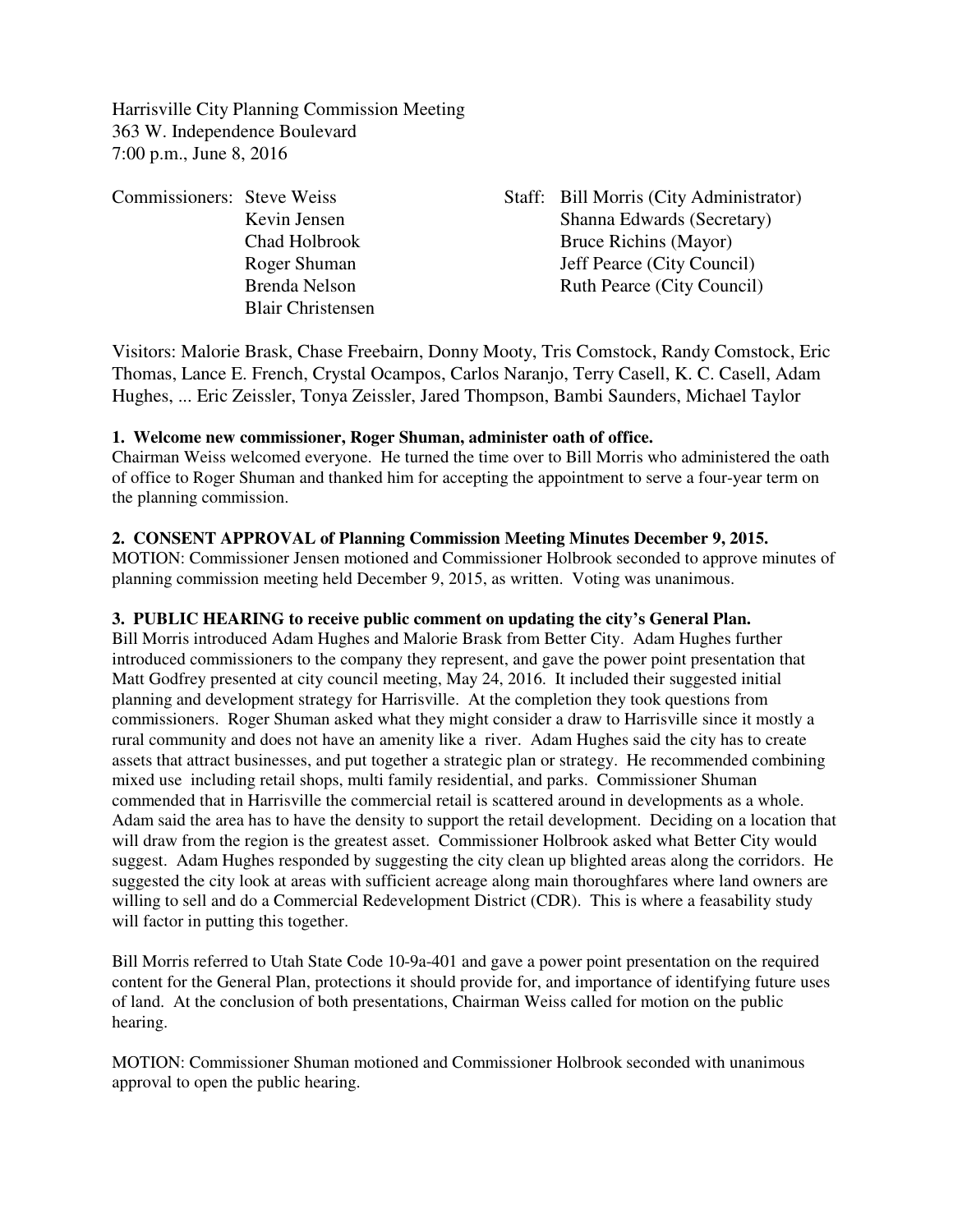Harrisville City Planning Commission Meeting
363 W. Independence Boulevard
7:00 p.m., June 8, 2016

| Commissioners: | | Staff: | |
|---|---|---|---|
| | Steve Weiss | | Bill Morris (City Administrator) |
| | Kevin Jensen | | Shanna Edwards (Secretary) |
| | Chad Holbrook | | Bruce Richins (Mayor) |
| | Roger Shuman | | Jeff Pearce (City Council) |
| | Brenda Nelson | | Ruth Pearce (City Council) |
| | Blair Christensen | | |

Visitors: Malorie Brask, Chase Freebairn, Donny Mooty, Tris Comstock, Randy Comstock, Eric Thomas, Lance E. French, Crystal Ocampos, Carlos Naranjo, Terry Casell, K. C. Casell, Adam Hughes, ... Eric Zeissler, Tonya Zeissler, Jared Thompson, Bambi Saunders, Michael Taylor

**1. Welcome new commissioner, Roger Shuman, administer oath of office.**

Chairman Weiss welcomed everyone. He turned the time over to Bill Morris who administered the oath of office to Roger Shuman and thanked him for accepting the appointment to serve a four-year term on the planning commission.

**2. CONSENT APPROVAL of Planning Commission Meeting Minutes December 9, 2015.**

MOTION: Commissioner Jensen motioned and Commissioner Holbrook seconded to approve minutes of planning commission meeting held December 9, 2015, as written. Voting was unanimous.

**3. PUBLIC HEARING to receive public comment on updating the city's General Plan.**

Bill Morris introduced Adam Hughes and Malorie Brask from Better City. Adam Hughes further introduced commissioners to the company they represent, and gave the power point presentation that Matt Godfrey presented at city council meeting, May 24, 2016. It included their suggested initial planning and development strategy for Harrisville. At the completion they took questions from commissioners. Roger Shuman asked what they might consider a draw to Harrisville since it mostly a rural community and does not have an amenity like a river. Adam Hughes said the city has to create assets that attract businesses, and put together a strategic plan or strategy. He recommended combining mixed use including retail shops, multi family residential, and parks. Commissioner Shuman commended that in Harrisville the commercial retail is scattered around in developments as a whole. Adam said the area has to have the density to support the retail development. Deciding on a location that will draw from the region is the greatest asset. Commissioner Holbrook asked what Better City would suggest. Adam Hughes responded by suggesting the city clean up blighted areas along the corridors. He suggested the city look at areas with sufficient acreage along main thoroughfares where land owners are willing to sell and do a Commercial Redevelopment District (CDR). This is where a feasability study will factor in putting this together.

Bill Morris referred to Utah State Code 10-9a-401 and gave a power point presentation on the required content for the General Plan, protections it should provide for, and importance of identifying future uses of land. At the conclusion of both presentations, Chairman Weiss called for motion on the public hearing.

MOTION: Commissioner Shuman motioned and Commissioner Holbrook seconded with unanimous approval to open the public hearing.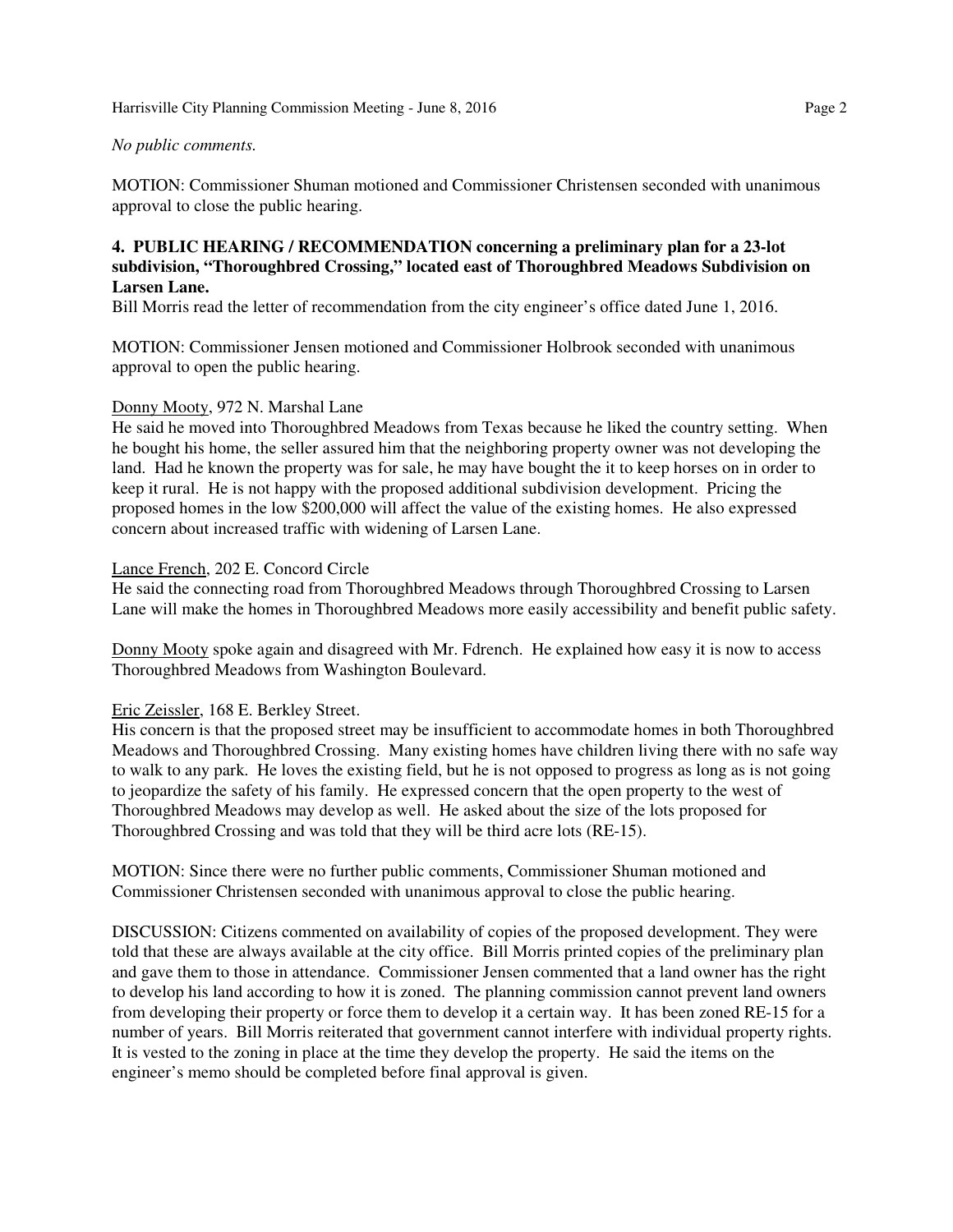*No public comments.*

MOTION: Commissioner Shuman motioned and Commissioner Christensen seconded with unanimous approval to close the public hearing.

**4. PUBLIC HEARING / RECOMMENDATION concerning a preliminary plan for a 23-lot subdivision, "Thoroughbred Crossing," located east of Thoroughbred Meadows Subdivision on Larsen Lane.**

Bill Morris read the letter of recommendation from the city engineer's office dated June 1, 2016.

MOTION: Commissioner Jensen motioned and Commissioner Holbrook seconded with unanimous approval to open the public hearing.

Donny Mooty, 972 N. Marshal Lane

He said he moved into Thoroughbred Meadows from Texas because he liked the country setting. When he bought his home, the seller assured him that the neighboring property owner was not developing the land. Had he known the property was for sale, he may have bought the it to keep horses on in order to keep it rural. He is not happy with the proposed additional subdivision development. Pricing the proposed homes in the low $200,000 will affect the value of the existing homes. He also expressed concern about increased traffic with widening of Larsen Lane.

Lance French, 202 E. Concord Circle

He said the connecting road from Thoroughbred Meadows through Thoroughbred Crossing to Larsen Lane will make the homes in Thoroughbred Meadows more easily accessibility and benefit public safety.

Donny Mooty spoke again and disagreed with Mr. Fdrench. He explained how easy it is now to access Thoroughbred Meadows from Washington Boulevard.

Eric Zeissler, 168 E. Berkley Street.

His concern is that the proposed street may be insufficient to accommodate homes in both Thoroughbred Meadows and Thoroughbred Crossing. Many existing homes have children living there with no safe way to walk to any park. He loves the existing field, but he is not opposed to progress as long as is not going to jeopardize the safety of his family. He expressed concern that the open property to the west of Thoroughbred Meadows may develop as well. He asked about the size of the lots proposed for Thoroughbred Crossing and was told that they will be third acre lots (RE-15).

MOTION: Since there were no further public comments, Commissioner Shuman motioned and Commissioner Christensen seconded with unanimous approval to close the public hearing.

DISCUSSION: Citizens commented on availability of copies of the proposed development. They were told that these are always available at the city office. Bill Morris printed copies of the preliminary plan and gave them to those in attendance. Commissioner Jensen commented that a land owner has the right to develop his land according to how it is zoned. The planning commission cannot prevent land owners from developing their property or force them to develop it a certain way. It has been zoned RE-15 for a number of years. Bill Morris reiterated that government cannot interfere with individual property rights. It is vested to the zoning in place at the time they develop the property. He said the items on the engineer's memo should be completed before final approval is given.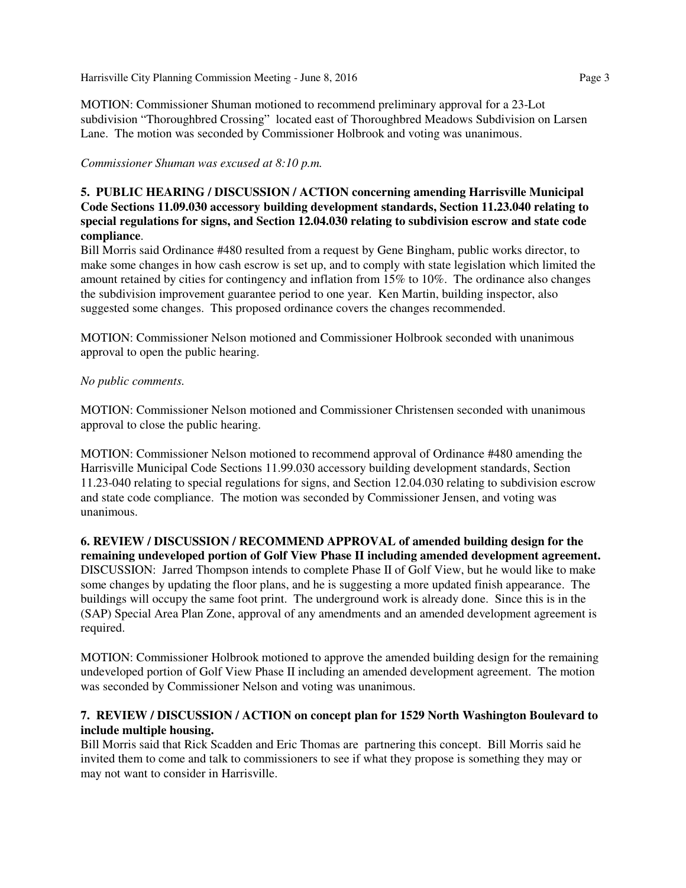MOTION: Commissioner Shuman motioned to recommend preliminary approval for a 23-Lot subdivision "Thoroughbred Crossing" located east of Thoroughbred Meadows Subdivision on Larsen Lane. The motion was seconded by Commissioner Holbrook and voting was unanimous.

*Commissioner Shuman was excused at 8:10 p.m.*

**5. PUBLIC HEARING / DISCUSSION / ACTION concerning amending Harrisville Municipal Code Sections 11.09.030 accessory building development standards, Section 11.23.040 relating to special regulations for signs, and Section 12.04.030 relating to subdivision escrow and state code compliance**.

Bill Morris said Ordinance #480 resulted from a request by Gene Bingham, public works director, to make some changes in how cash escrow is set up, and to comply with state legislation which limited the amount retained by cities for contingency and inflation from 15% to 10%. The ordinance also changes the subdivision improvement guarantee period to one year. Ken Martin, building inspector, also suggested some changes. This proposed ordinance covers the changes recommended.

MOTION: Commissioner Nelson motioned and Commissioner Holbrook seconded with unanimous approval to open the public hearing.

*No public comments.*

MOTION: Commissioner Nelson motioned and Commissioner Christensen seconded with unanimous approval to close the public hearing.

MOTION: Commissioner Nelson motioned to recommend approval of Ordinance #480 amending the Harrisville Municipal Code Sections 11.99.030 accessory building development standards, Section 11.23-040 relating to special regulations for signs, and Section 12.04.030 relating to subdivision escrow and state code compliance. The motion was seconded by Commissioner Jensen, and voting was unanimous.

**6. REVIEW / DISCUSSION / RECOMMEND APPROVAL of amended building design for the remaining undeveloped portion of Golf View Phase II including amended development agreement.**

DISCUSSION: Jarred Thompson intends to complete Phase II of Golf View, but he would like to make some changes by updating the floor plans, and he is suggesting a more updated finish appearance. The buildings will occupy the same foot print. The underground work is already done. Since this is in the (SAP) Special Area Plan Zone, approval of any amendments and an amended development agreement is required.

MOTION: Commissioner Holbrook motioned to approve the amended building design for the remaining undeveloped portion of Golf View Phase II including an amended development agreement. The motion was seconded by Commissioner Nelson and voting was unanimous.

**7. REVIEW / DISCUSSION / ACTION on concept plan for 1529 North Washington Boulevard to include multiple housing.**

Bill Morris said that Rick Scadden and Eric Thomas are partnering this concept. Bill Morris said he invited them to come and talk to commissioners to see if what they propose is something they may or may not want to consider in Harrisville.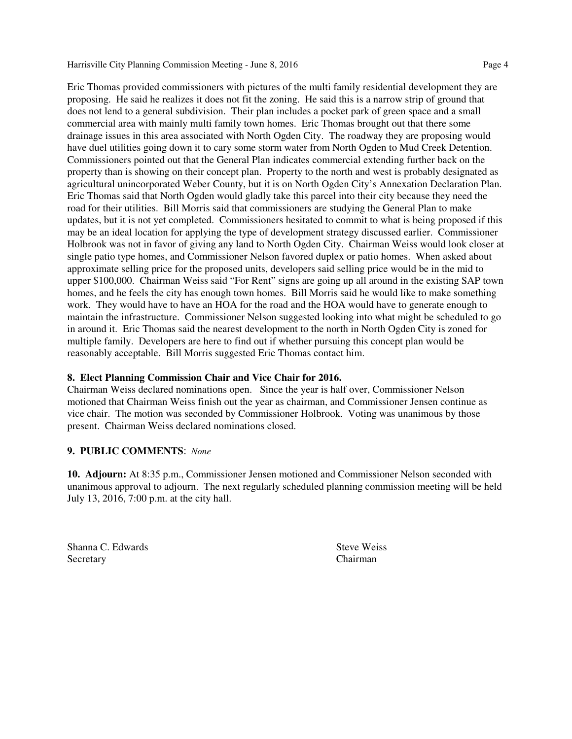Eric Thomas provided commissioners with pictures of the multi family residential development they are proposing. He said he realizes it does not fit the zoning. He said this is a narrow strip of ground that does not lend to a general subdivision. Their plan includes a pocket park of green space and a small commercial area with mainly multi family town homes. Eric Thomas brought out that there some drainage issues in this area associated with North Ogden City. The roadway they are proposing would have duel utilities going down it to cary some storm water from North Ogden to Mud Creek Detention. Commissioners pointed out that the General Plan indicates commercial extending further back on the property than is showing on their concept plan. Property to the north and west is probably designated as agricultural unincorporated Weber County, but it is on North Ogden City's Annexation Declaration Plan. Eric Thomas said that North Ogden would gladly take this parcel into their city because they need the road for their utilities. Bill Morris said that commissioners are studying the General Plan to make updates, but it is not yet completed. Commissioners hesitated to commit to what is being proposed if this may be an ideal location for applying the type of development strategy discussed earlier. Commissioner Holbrook was not in favor of giving any land to North Ogden City. Chairman Weiss would look closer at single patio type homes, and Commissioner Nelson favored duplex or patio homes. When asked about approximate selling price for the proposed units, developers said selling price would be in the mid to upper $100,000. Chairman Weiss said "For Rent" signs are going up all around in the existing SAP town homes, and he feels the city has enough town homes. Bill Morris said he would like to make something work. They would have to have an HOA for the road and the HOA would have to generate enough to maintain the infrastructure. Commissioner Nelson suggested looking into what might be scheduled to go in around it. Eric Thomas said the nearest development to the north in North Ogden City is zoned for multiple family. Developers are here to find out if whether pursuing this concept plan would be reasonably acceptable. Bill Morris suggested Eric Thomas contact him.

**8. Elect Planning Commission Chair and Vice Chair for 2016.**

Chairman Weiss declared nominations open. Since the year is half over, Commissioner Nelson motioned that Chairman Weiss finish out the year as chairman, and Commissioner Jensen continue as vice chair. The motion was seconded by Commissioner Holbrook. Voting was unanimous by those present. Chairman Weiss declared nominations closed.

**9. PUBLIC COMMENTS**: *None*

**10. Adjourn:** At 8:35 p.m., Commissioner Jensen motioned and Commissioner Nelson seconded with unanimous approval to adjourn. The next regularly scheduled planning commission meeting will be held July 13, 2016, 7:00 p.m. at the city hall.

Shanna C. Edwards
Secretary

Steve Weiss
Chairman